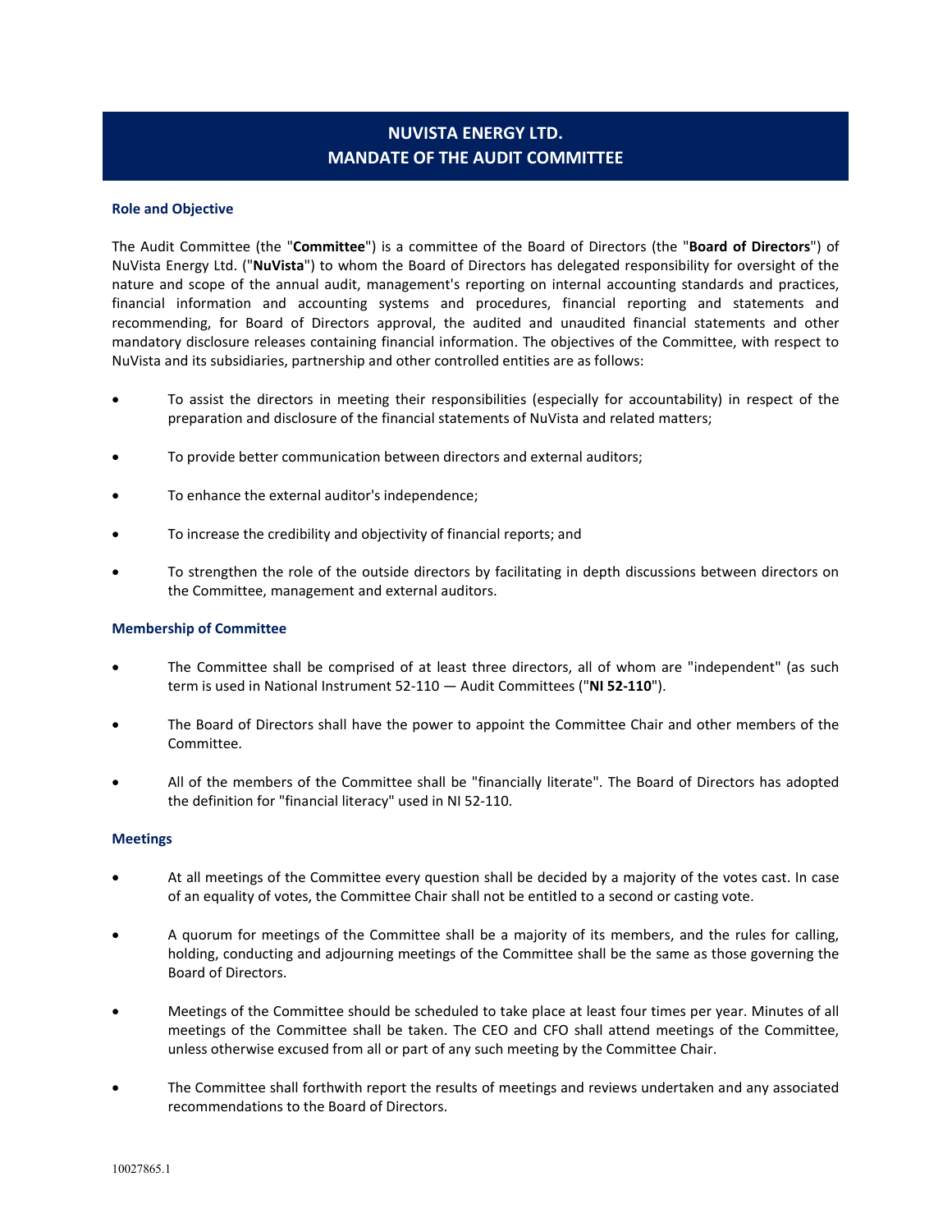# NUVISTA ENERGY LTD.
# MANDATE OF THE AUDIT COMMITTEE

## Role and Objective

The Audit Committee (the "**Committee**") is a committee of the Board of Directors (the "**Board of Directors**") of NuVista Energy Ltd. ("**NuVista**") to whom the Board of Directors has delegated responsibility for oversight of the nature and scope of the annual audit, management's reporting on internal accounting standards and practices, financial information and accounting systems and procedures, financial reporting and statements and recommending, for Board of Directors approval, the audited and unaudited financial statements and other mandatory disclosure releases containing financial information. The objectives of the Committee, with respect to NuVista and its subsidiaries, partnership and other controlled entities are as follows:

- To assist the directors in meeting their responsibilities (especially for accountability) in respect of the preparation and disclosure of the financial statements of NuVista and related matters;
- To provide better communication between directors and external auditors;
- To enhance the external auditor's independence;
- To increase the credibility and objectivity of financial reports; and
- To strengthen the role of the outside directors by facilitating in depth discussions between directors on the Committee, management and external auditors.

## Membership of Committee

- The Committee shall be comprised of at least three directors, all of whom are "independent" (as such term is used in National Instrument 52-110 — Audit Committees ("**NI 52-110**").
- The Board of Directors shall have the power to appoint the Committee Chair and other members of the Committee.
- All of the members of the Committee shall be "financially literate". The Board of Directors has adopted the definition for "financial literacy" used in NI 52-110.

## Meetings

- At all meetings of the Committee every question shall be decided by a majority of the votes cast. In case of an equality of votes, the Committee Chair shall not be entitled to a second or casting vote.
- A quorum for meetings of the Committee shall be a majority of its members, and the rules for calling, holding, conducting and adjourning meetings of the Committee shall be the same as those governing the Board of Directors.
- Meetings of the Committee should be scheduled to take place at least four times per year. Minutes of all meetings of the Committee shall be taken. The CEO and CFO shall attend meetings of the Committee, unless otherwise excused from all or part of any such meeting by the Committee Chair.
- The Committee shall forthwith report the results of meetings and reviews undertaken and any associated recommendations to the Board of Directors.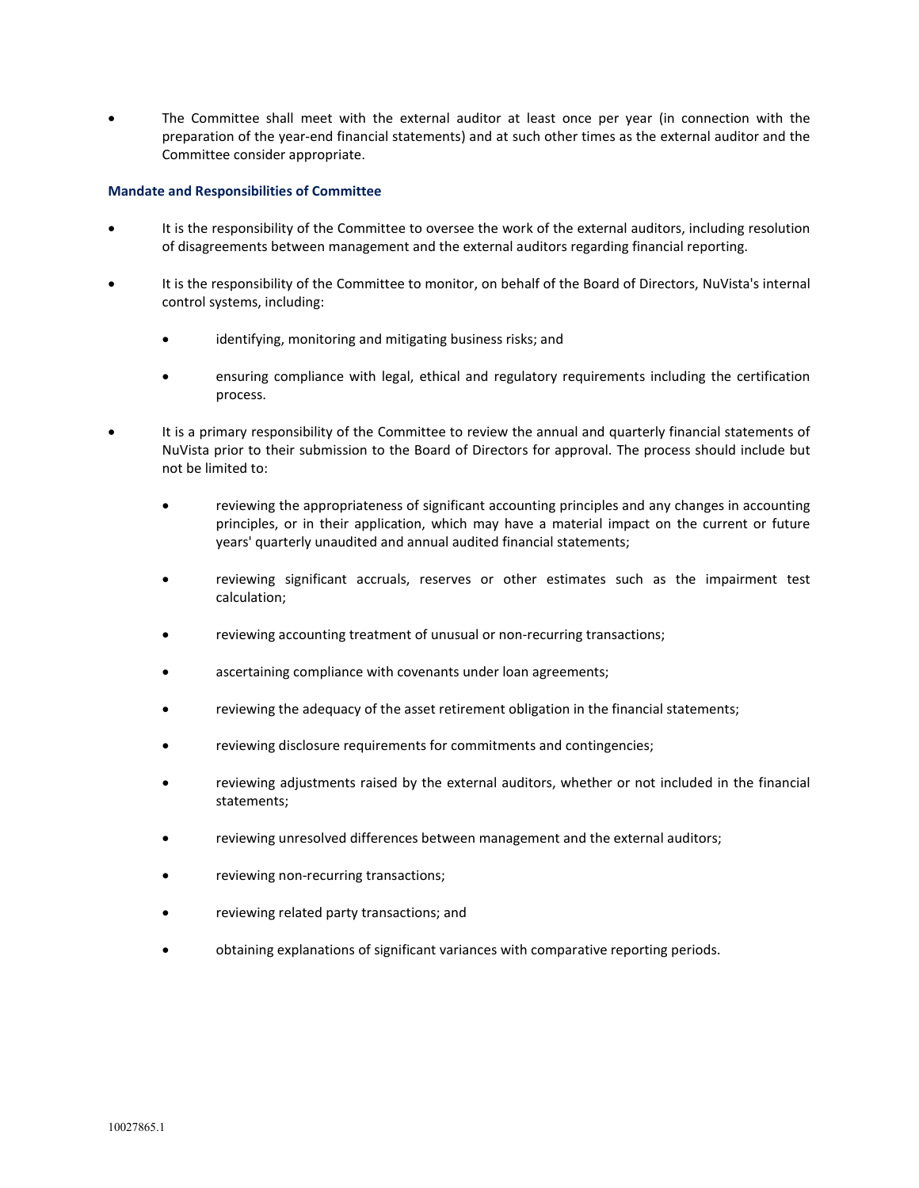- The Committee shall meet with the external auditor at least once per year (in connection with the preparation of the year-end financial statements) and at such other times as the external auditor and the Committee consider appropriate.

### Mandate and Responsibilities of Committee

- It is the responsibility of the Committee to oversee the work of the external auditors, including resolution of disagreements between management and the external auditors regarding financial reporting.

- It is the responsibility of the Committee to monitor, on behalf of the Board of Directors, NuVista's internal control systems, including:

  - identifying, monitoring and mitigating business risks; and

  - ensuring compliance with legal, ethical and regulatory requirements including the certification process.

- It is a primary responsibility of the Committee to review the annual and quarterly financial statements of NuVista prior to their submission to the Board of Directors for approval. The process should include but not be limited to:

  - reviewing the appropriateness of significant accounting principles and any changes in accounting principles, or in their application, which may have a material impact on the current or future years' quarterly unaudited and annual audited financial statements;

  - reviewing significant accruals, reserves or other estimates such as the impairment test calculation;

  - reviewing accounting treatment of unusual or non-recurring transactions;

  - ascertaining compliance with covenants under loan agreements;

  - reviewing the adequacy of the asset retirement obligation in the financial statements;

  - reviewing disclosure requirements for commitments and contingencies;

  - reviewing adjustments raised by the external auditors, whether or not included in the financial statements;

  - reviewing unresolved differences between management and the external auditors;

  - reviewing non-recurring transactions;

  - reviewing related party transactions; and

  - obtaining explanations of significant variances with comparative reporting periods.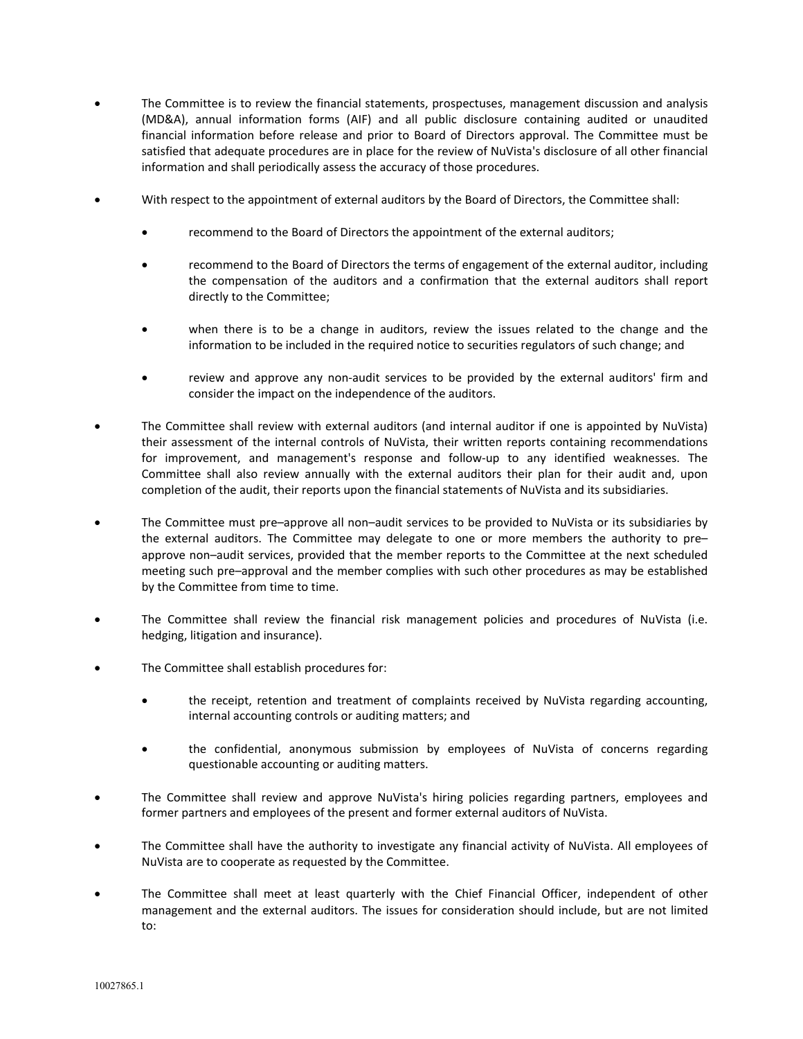- The Committee is to review the financial statements, prospectuses, management discussion and analysis (MD&A), annual information forms (AIF) and all public disclosure containing audited or unaudited financial information before release and prior to Board of Directors approval. The Committee must be satisfied that adequate procedures are in place for the review of NuVista's disclosure of all other financial information and shall periodically assess the accuracy of those procedures.

- With respect to the appointment of external auditors by the Board of Directors, the Committee shall:

  - recommend to the Board of Directors the appointment of the external auditors;

  - recommend to the Board of Directors the terms of engagement of the external auditor, including the compensation of the auditors and a confirmation that the external auditors shall report directly to the Committee;

  - when there is to be a change in auditors, review the issues related to the change and the information to be included in the required notice to securities regulators of such change; and

  - review and approve any non-audit services to be provided by the external auditors' firm and consider the impact on the independence of the auditors.

- The Committee shall review with external auditors (and internal auditor if one is appointed by NuVista) their assessment of the internal controls of NuVista, their written reports containing recommendations for improvement, and management's response and follow-up to any identified weaknesses. The Committee shall also review annually with the external auditors their plan for their audit and, upon completion of the audit, their reports upon the financial statements of NuVista and its subsidiaries.

- The Committee must pre–approve all non–audit services to be provided to NuVista or its subsidiaries by the external auditors. The Committee may delegate to one or more members the authority to pre–approve non–audit services, provided that the member reports to the Committee at the next scheduled meeting such pre–approval and the member complies with such other procedures as may be established by the Committee from time to time.

- The Committee shall review the financial risk management policies and procedures of NuVista (i.e. hedging, litigation and insurance).

- The Committee shall establish procedures for:

  - the receipt, retention and treatment of complaints received by NuVista regarding accounting, internal accounting controls or auditing matters; and

  - the confidential, anonymous submission by employees of NuVista of concerns regarding questionable accounting or auditing matters.

- The Committee shall review and approve NuVista's hiring policies regarding partners, employees and former partners and employees of the present and former external auditors of NuVista.

- The Committee shall have the authority to investigate any financial activity of NuVista. All employees of NuVista are to cooperate as requested by the Committee.

- The Committee shall meet at least quarterly with the Chief Financial Officer, independent of other management and the external auditors. The issues for consideration should include, but are not limited to: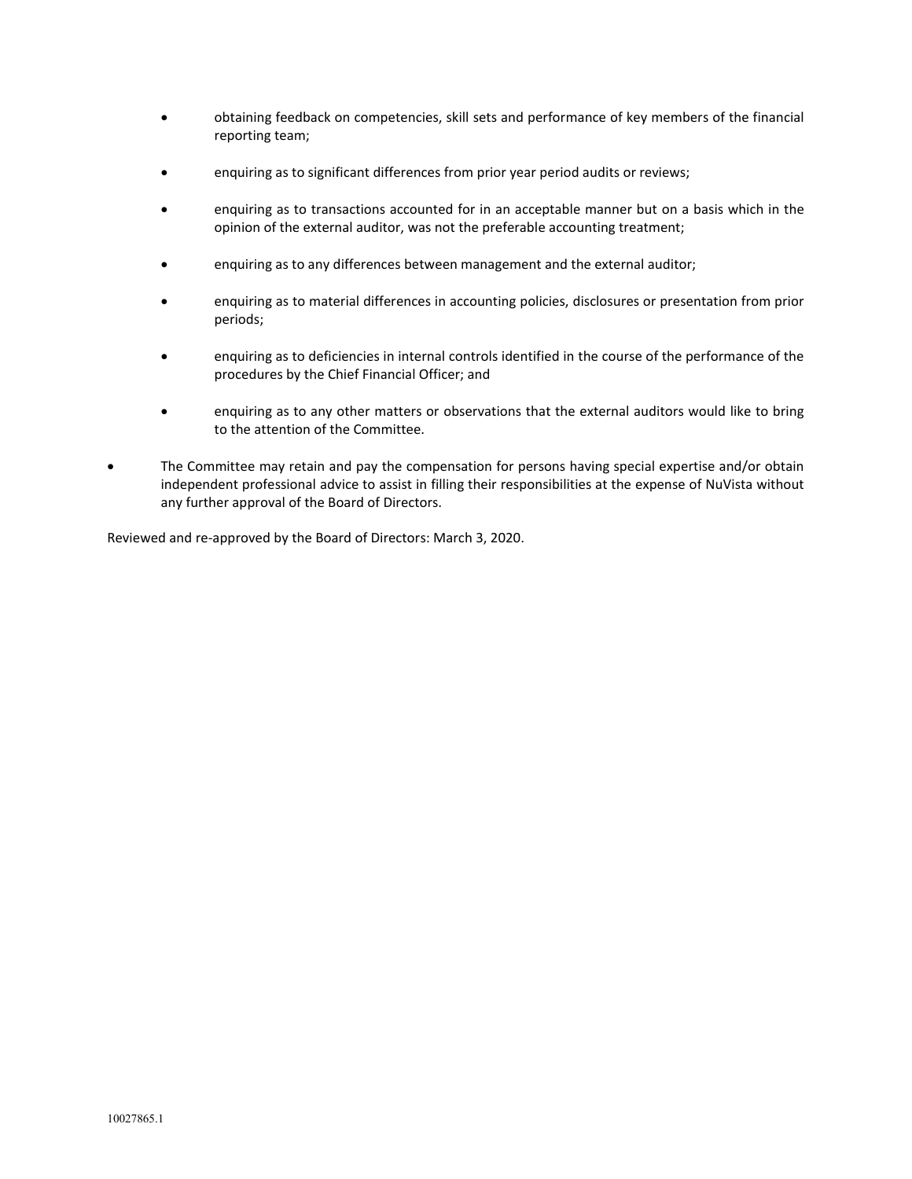- obtaining feedback on competencies, skill sets and performance of key members of the financial reporting team;
- enquiring as to significant differences from prior year period audits or reviews;
- enquiring as to transactions accounted for in an acceptable manner but on a basis which in the opinion of the external auditor, was not the preferable accounting treatment;
- enquiring as to any differences between management and the external auditor;
- enquiring as to material differences in accounting policies, disclosures or presentation from prior periods;
- enquiring as to deficiencies in internal controls identified in the course of the performance of the procedures by the Chief Financial Officer; and
- enquiring as to any other matters or observations that the external auditors would like to bring to the attention of the Committee.

- The Committee may retain and pay the compensation for persons having special expertise and/or obtain independent professional advice to assist in filling their responsibilities at the expense of NuVista without any further approval of the Board of Directors.

Reviewed and re-approved by the Board of Directors: March 3, 2020.

10027865.1